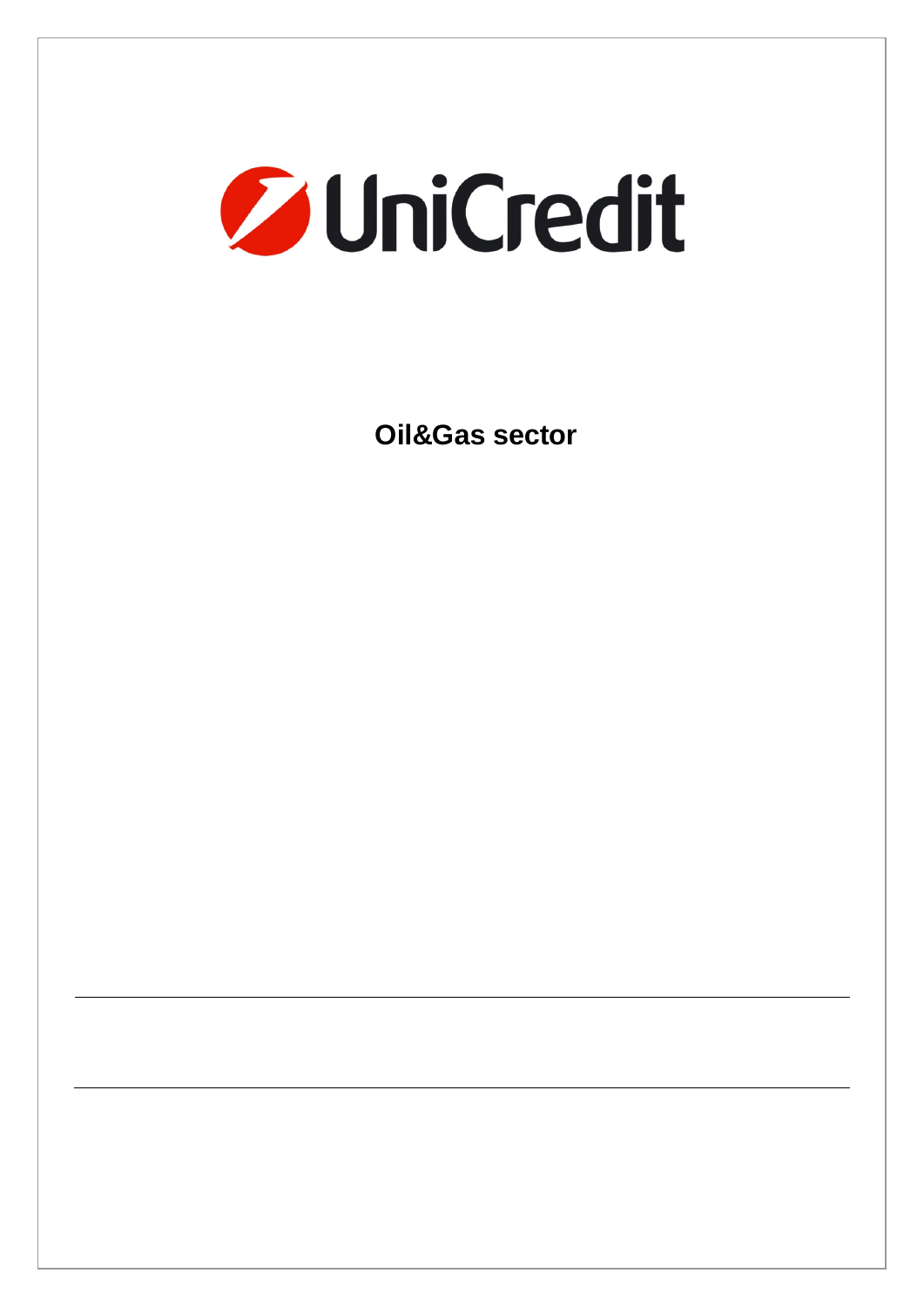UniCredit

# Oil&Gas sector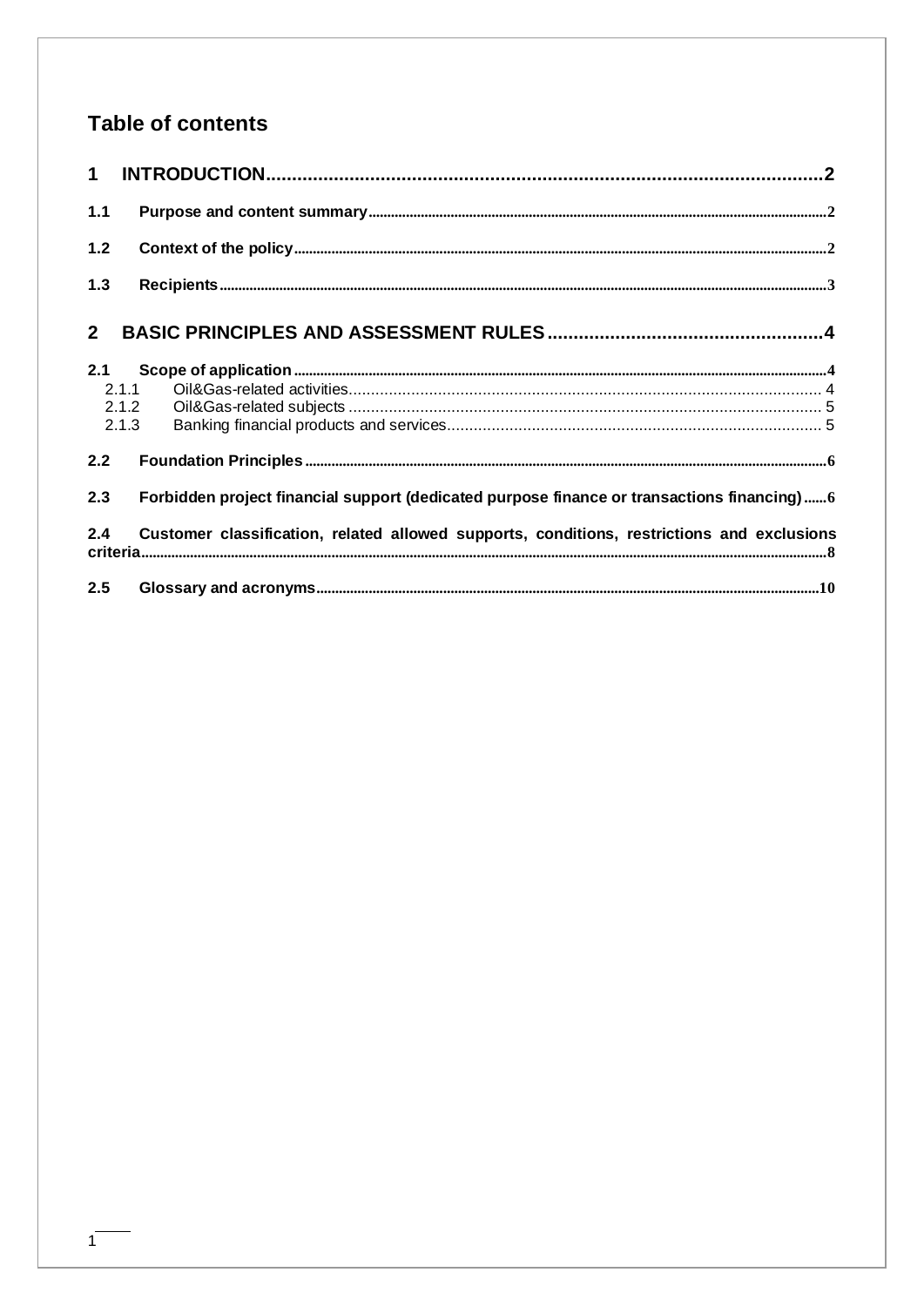# Table of contents

**1 INTRODUCTION 2**

**1.1 Purpose and content summary 2**

**1.2 Context of the policy 2**

**1.3 Recipients 3**

**2 BASIC PRINCIPLES AND ASSESSMENT RULES 4**

**2.1 Scope of application 4**

2.1.1 Oil&Gas-related activities 4

2.1.2 Oil&Gas-related subjects 5

2.1.3 Banking financial products and services 5

**2.2 Foundation Principles 6**

**2.3 Forbidden project financial support (dedicated purpose finance or transactions financing) 6**

**2.4 Customer classification, related allowed supports, conditions, restrictions and exclusions criteria 8**

**2.5 Glossary and acronyms 10**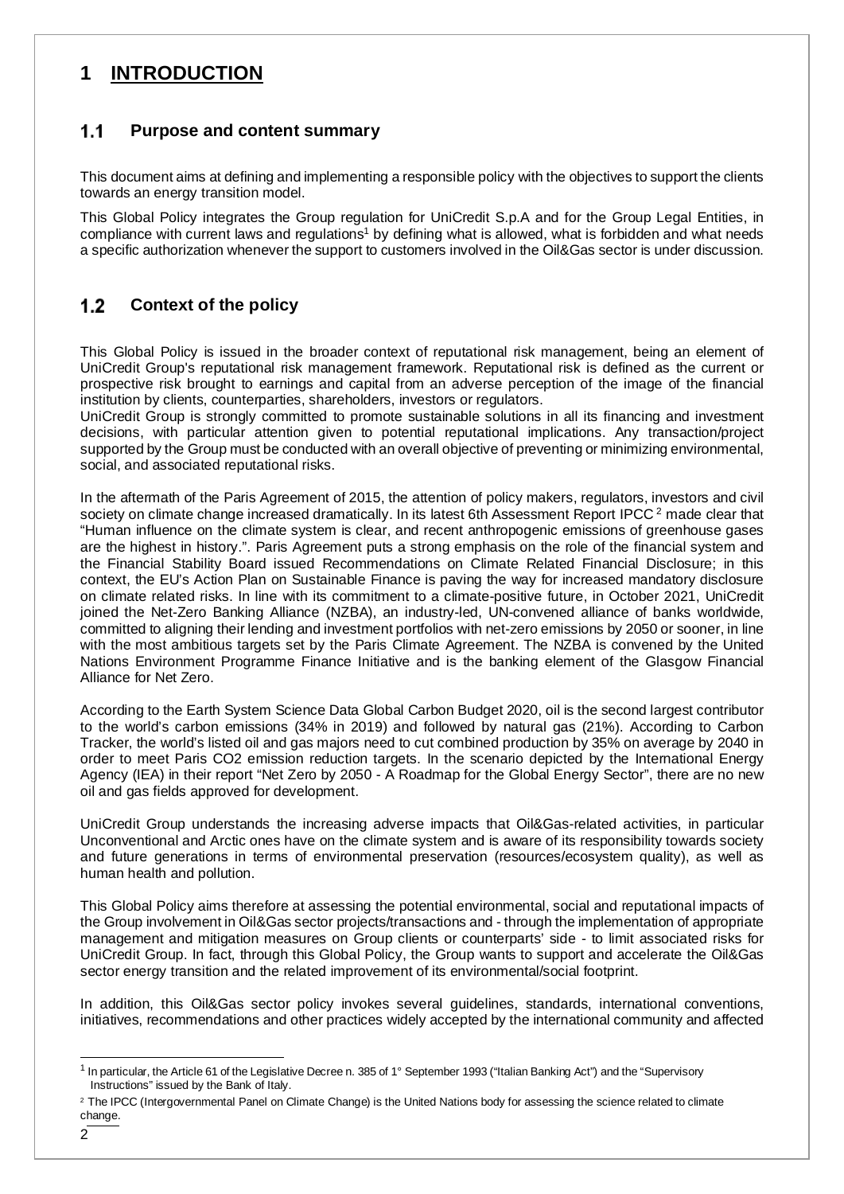# 1 INTRODUCTION

## 1.1 Purpose and content summary

This document aims at defining and implementing a responsible policy with the objectives to support the clients towards an energy transition model.

This Global Policy integrates the Group regulation for UniCredit S.p.A and for the Group Legal Entities, in compliance with current laws and regulations[1] by defining what is allowed, what is forbidden and what needs a specific authorization whenever the support to customers involved in the Oil&Gas sector is under discussion.

## 1.2 Context of the policy

This Global Policy is issued in the broader context of reputational risk management, being an element of UniCredit Group's reputational risk management framework. Reputational risk is defined as the current or prospective risk brought to earnings and capital from an adverse perception of the image of the financial institution by clients, counterparties, shareholders, investors or regulators.
UniCredit Group is strongly committed to promote sustainable solutions in all its financing and investment decisions, with particular attention given to potential reputational implications. Any transaction/project supported by the Group must be conducted with an overall objective of preventing or minimizing environmental, social, and associated reputational risks.

In the aftermath of the Paris Agreement of 2015, the attention of policy makers, regulators, investors and civil society on climate change increased dramatically. In its latest 6th Assessment Report IPCC [2] made clear that "Human influence on the climate system is clear, and recent anthropogenic emissions of greenhouse gases are the highest in history.". Paris Agreement puts a strong emphasis on the role of the financial system and the Financial Stability Board issued Recommendations on Climate Related Financial Disclosure; in this context, the EU's Action Plan on Sustainable Finance is paving the way for increased mandatory disclosure on climate related risks. In line with its commitment to a climate-positive future, in October 2021, UniCredit joined the Net-Zero Banking Alliance (NZBA), an industry-led, UN-convened alliance of banks worldwide, committed to aligning their lending and investment portfolios with net-zero emissions by 2050 or sooner, in line with the most ambitious targets set by the Paris Climate Agreement. The NZBA is convened by the United Nations Environment Programme Finance Initiative and is the banking element of the Glasgow Financial Alliance for Net Zero.

According to the Earth System Science Data Global Carbon Budget 2020, oil is the second largest contributor to the world's carbon emissions (34% in 2019) and followed by natural gas (21%). According to Carbon Tracker, the world's listed oil and gas majors need to cut combined production by 35% on average by 2040 in order to meet Paris CO2 emission reduction targets. In the scenario depicted by the International Energy Agency (IEA) in their report "Net Zero by 2050 - A Roadmap for the Global Energy Sector", there are no new oil and gas fields approved for development.

UniCredit Group understands the increasing adverse impacts that Oil&Gas-related activities, in particular Unconventional and Arctic ones have on the climate system and is aware of its responsibility towards society and future generations in terms of environmental preservation (resources/ecosystem quality), as well as human health and pollution.

This Global Policy aims therefore at assessing the potential environmental, social and reputational impacts of the Group involvement in Oil&Gas sector projects/transactions and - through the implementation of appropriate management and mitigation measures on Group clients or counterparts' side - to limit associated risks for UniCredit Group. In fact, through this Global Policy, the Group wants to support and accelerate the Oil&Gas sector energy transition and the related improvement of its environmental/social footprint.

In addition, this Oil&Gas sector policy invokes several guidelines, standards, international conventions, initiatives, recommendations and other practices widely accepted by the international community and affected

---

[1] In particular, the Article 61 of the Legislative Decree n. 385 of 1° September 1993 ("Italian Banking Act") and the "Supervisory Instructions" issued by the Bank of Italy.

[2] The IPCC (Intergovernmental Panel on Climate Change) is the United Nations body for assessing the science related to climate change.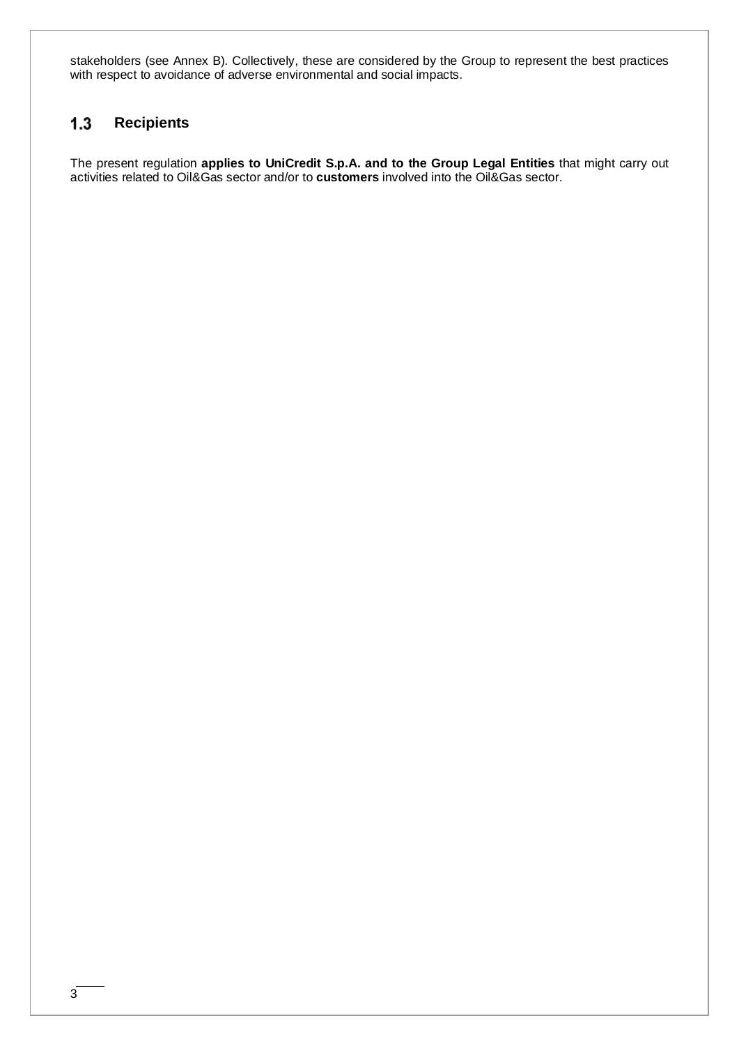stakeholders (see Annex B). Collectively, these are considered by the Group to represent the best practices with respect to avoidance of adverse environmental and social impacts.

## 1.3 Recipients

The present regulation **applies to UniCredit S.p.A. and to the Group Legal Entities** that might carry out activities related to Oil&Gas sector and/or to **customers** involved into the Oil&Gas sector.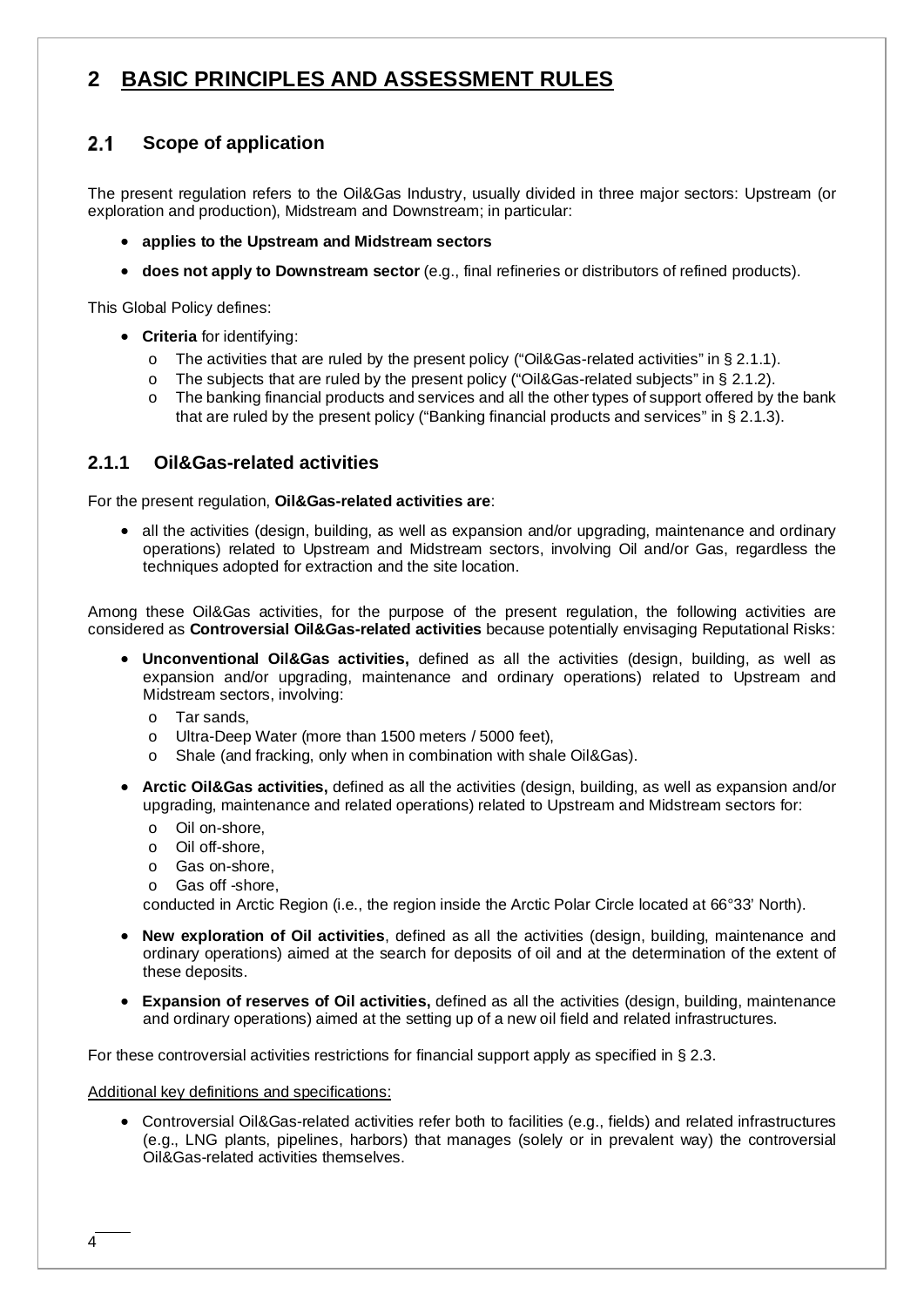# 2 BASIC PRINCIPLES AND ASSESSMENT RULES

## 2.1 Scope of application

The present regulation refers to the Oil&Gas Industry, usually divided in three major sectors: Upstream (or exploration and production), Midstream and Downstream; in particular:

- **applies to the Upstream and Midstream sectors**
- **does not apply to Downstream sector** (e.g., final refineries or distributors of refined products).

This Global Policy defines:

- **Criteria** for identifying:
  - The activities that are ruled by the present policy ("Oil&Gas-related activities" in § 2.1.1).
  - The subjects that are ruled by the present policy ("Oil&Gas-related subjects" in § 2.1.2).
  - The banking financial products and services and all the other types of support offered by the bank that are ruled by the present policy ("Banking financial products and services" in § 2.1.3).

### 2.1.1 Oil&Gas-related activities

For the present regulation, **Oil&Gas-related activities are**:

- all the activities (design, building, as well as expansion and/or upgrading, maintenance and ordinary operations) related to Upstream and Midstream sectors, involving Oil and/or Gas, regardless the techniques adopted for extraction and the site location.

Among these Oil&Gas activities, for the purpose of the present regulation, the following activities are considered as **Controversial Oil&Gas-related activities** because potentially envisaging Reputational Risks:

- **Unconventional Oil&Gas activities,** defined as all the activities (design, building, as well as expansion and/or upgrading, maintenance and ordinary operations) related to Upstream and Midstream sectors, involving:
  - Tar sands,
  - Ultra-Deep Water (more than 1500 meters / 5000 feet),
  - Shale (and fracking, only when in combination with shale Oil&Gas).
- **Arctic Oil&Gas activities,** defined as all the activities (design, building, as well as expansion and/or upgrading, maintenance and related operations) related to Upstream and Midstream sectors for:
  - Oil on-shore,
  - Oil off-shore,
  - Gas on-shore,
  - Gas off -shore,

  conducted in Arctic Region (i.e., the region inside the Arctic Polar Circle located at 66°33' North).
- **New exploration of Oil activities**, defined as all the activities (design, building, maintenance and ordinary operations) aimed at the search for deposits of oil and at the determination of the extent of these deposits.
- **Expansion of reserves of Oil activities,** defined as all the activities (design, building, maintenance and ordinary operations) aimed at the setting up of a new oil field and related infrastructures.

For these controversial activities restrictions for financial support apply as specified in § 2.3.

Additional key definitions and specifications:

- Controversial Oil&Gas-related activities refer both to facilities (e.g., fields) and related infrastructures (e.g., LNG plants, pipelines, harbors) that manages (solely or in prevalent way) the controversial Oil&Gas-related activities themselves.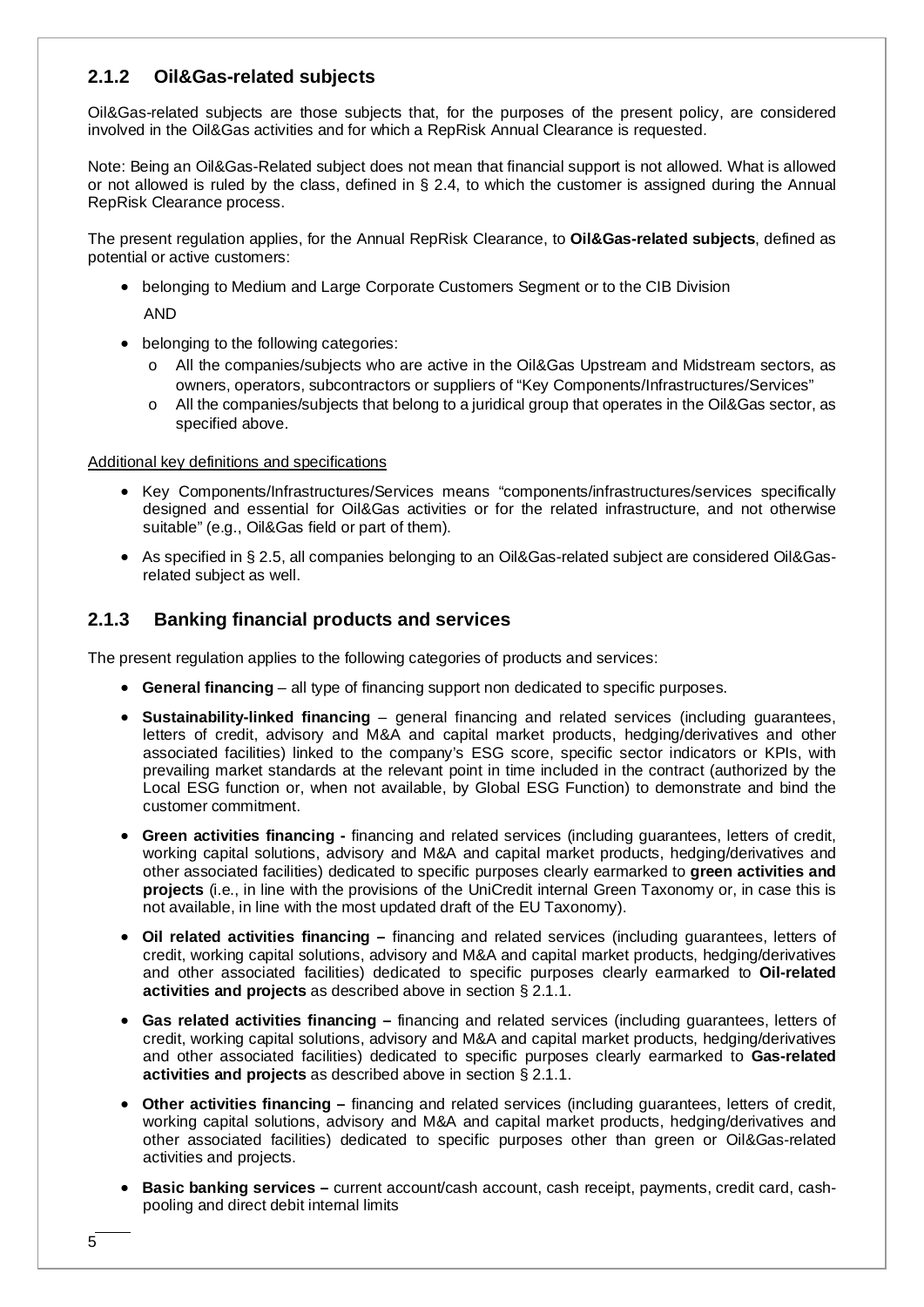### 2.1.2 Oil&Gas-related subjects

Oil&Gas-related subjects are those subjects that, for the purposes of the present policy, are considered involved in the Oil&Gas activities and for which a RepRisk Annual Clearance is requested.

Note: Being an Oil&Gas-Related subject does not mean that financial support is not allowed. What is allowed or not allowed is ruled by the class, defined in § 2.4, to which the customer is assigned during the Annual RepRisk Clearance process.

The present regulation applies, for the Annual RepRisk Clearance, to **Oil&Gas-related subjects**, defined as potential or active customers:

- belonging to Medium and Large Corporate Customers Segment or to the CIB Division

  AND

- belonging to the following categories:
  - All the companies/subjects who are active in the Oil&Gas Upstream and Midstream sectors, as owners, operators, subcontractors or suppliers of "Key Components/Infrastructures/Services"
  - All the companies/subjects that belong to a juridical group that operates in the Oil&Gas sector, as specified above.

Additional key definitions and specifications

- Key Components/Infrastructures/Services means "components/infrastructures/services specifically designed and essential for Oil&Gas activities or for the related infrastructure, and not otherwise suitable" (e.g., Oil&Gas field or part of them).
- As specified in § 2.5, all companies belonging to an Oil&Gas-related subject are considered Oil&Gas-related subject as well.

### 2.1.3 Banking financial products and services

The present regulation applies to the following categories of products and services:

- **General financing** – all type of financing support non dedicated to specific purposes.
- **Sustainability-linked financing** – general financing and related services (including guarantees, letters of credit, advisory and M&A and capital market products, hedging/derivatives and other associated facilities) linked to the company's ESG score, specific sector indicators or KPIs, with prevailing market standards at the relevant point in time included in the contract (authorized by the Local ESG function or, when not available, by Global ESG Function) to demonstrate and bind the customer commitment.
- **Green activities financing -** financing and related services (including guarantees, letters of credit, working capital solutions, advisory and M&A and capital market products, hedging/derivatives and other associated facilities) dedicated to specific purposes clearly earmarked to **green activities and projects** (i.e., in line with the provisions of the UniCredit internal Green Taxonomy or, in case this is not available, in line with the most updated draft of the EU Taxonomy).
- **Oil related activities financing –** financing and related services (including guarantees, letters of credit, working capital solutions, advisory and M&A and capital market products, hedging/derivatives and other associated facilities) dedicated to specific purposes clearly earmarked to **Oil-related activities and projects** as described above in section § 2.1.1.
- **Gas related activities financing –** financing and related services (including guarantees, letters of credit, working capital solutions, advisory and M&A and capital market products, hedging/derivatives and other associated facilities) dedicated to specific purposes clearly earmarked to **Gas-related activities and projects** as described above in section § 2.1.1.
- **Other activities financing –** financing and related services (including guarantees, letters of credit, working capital solutions, advisory and M&A and capital market products, hedging/derivatives and other associated facilities) dedicated to specific purposes other than green or Oil&Gas-related activities and projects.
- **Basic banking services –** current account/cash account, cash receipt, payments, credit card, cash-pooling and direct debit internal limits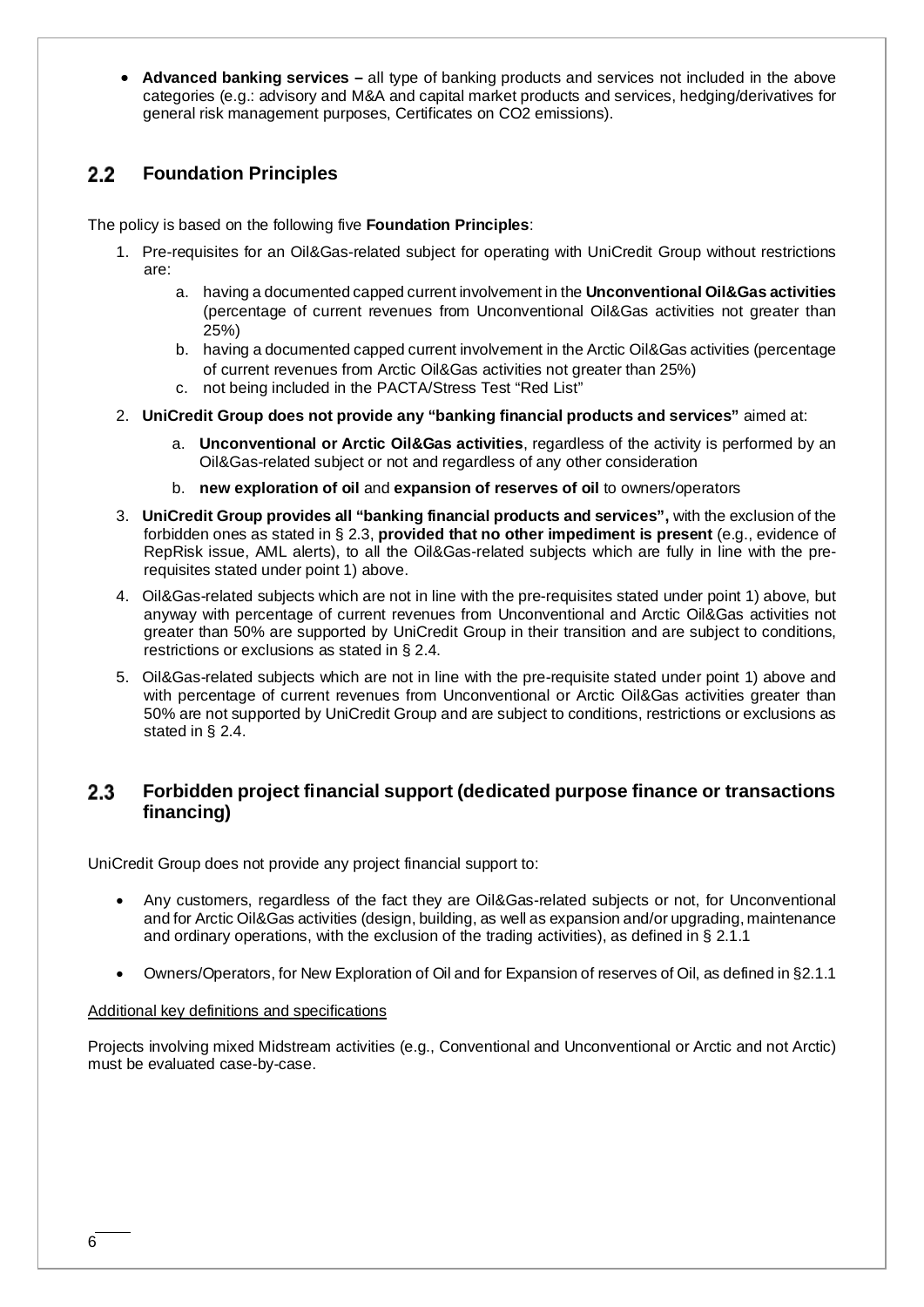- **Advanced banking services –** all type of banking products and services not included in the above categories (e.g.: advisory and M&A and capital market products and services, hedging/derivatives for general risk management purposes, Certificates on CO2 emissions).

## 2.2 Foundation Principles

The policy is based on the following five **Foundation Principles**:

1. Pre-requisites for an Oil&Gas-related subject for operating with UniCredit Group without restrictions are:
    a. having a documented capped current involvement in the **Unconventional Oil&Gas activities** (percentage of current revenues from Unconventional Oil&Gas activities not greater than 25%)
    b. having a documented capped current involvement in the Arctic Oil&Gas activities (percentage of current revenues from Arctic Oil&Gas activities not greater than 25%)
    c. not being included in the PACTA/Stress Test "Red List"
2. **UniCredit Group does not provide any "banking financial products and services"** aimed at:
    a. **Unconventional or Arctic Oil&Gas activities**, regardless of the activity is performed by an Oil&Gas-related subject or not and regardless of any other consideration
    b. **new exploration of oil** and **expansion of reserves of oil** to owners/operators
3. **UniCredit Group provides all "banking financial products and services",** with the exclusion of the forbidden ones as stated in § 2.3, **provided that no other impediment is present** (e.g., evidence of RepRisk issue, AML alerts), to all the Oil&Gas-related subjects which are fully in line with the pre-requisites stated under point 1) above.
4. Oil&Gas-related subjects which are not in line with the pre-requisites stated under point 1) above, but anyway with percentage of current revenues from Unconventional and Arctic Oil&Gas activities not greater than 50% are supported by UniCredit Group in their transition and are subject to conditions, restrictions or exclusions as stated in § 2.4.
5. Oil&Gas-related subjects which are not in line with the pre-requisite stated under point 1) above and with percentage of current revenues from Unconventional or Arctic Oil&Gas activities greater than 50% are not supported by UniCredit Group and are subject to conditions, restrictions or exclusions as stated in § 2.4.

## 2.3 Forbidden project financial support (dedicated purpose finance or transactions financing)

UniCredit Group does not provide any project financial support to:

- Any customers, regardless of the fact they are Oil&Gas-related subjects or not, for Unconventional and for Arctic Oil&Gas activities (design, building, as well as expansion and/or upgrading, maintenance and ordinary operations, with the exclusion of the trading activities), as defined in § 2.1.1
- Owners/Operators, for New Exploration of Oil and for Expansion of reserves of Oil, as defined in §2.1.1

<u>Additional key definitions and specifications</u>

Projects involving mixed Midstream activities (e.g., Conventional and Unconventional or Arctic and not Arctic) must be evaluated case-by-case.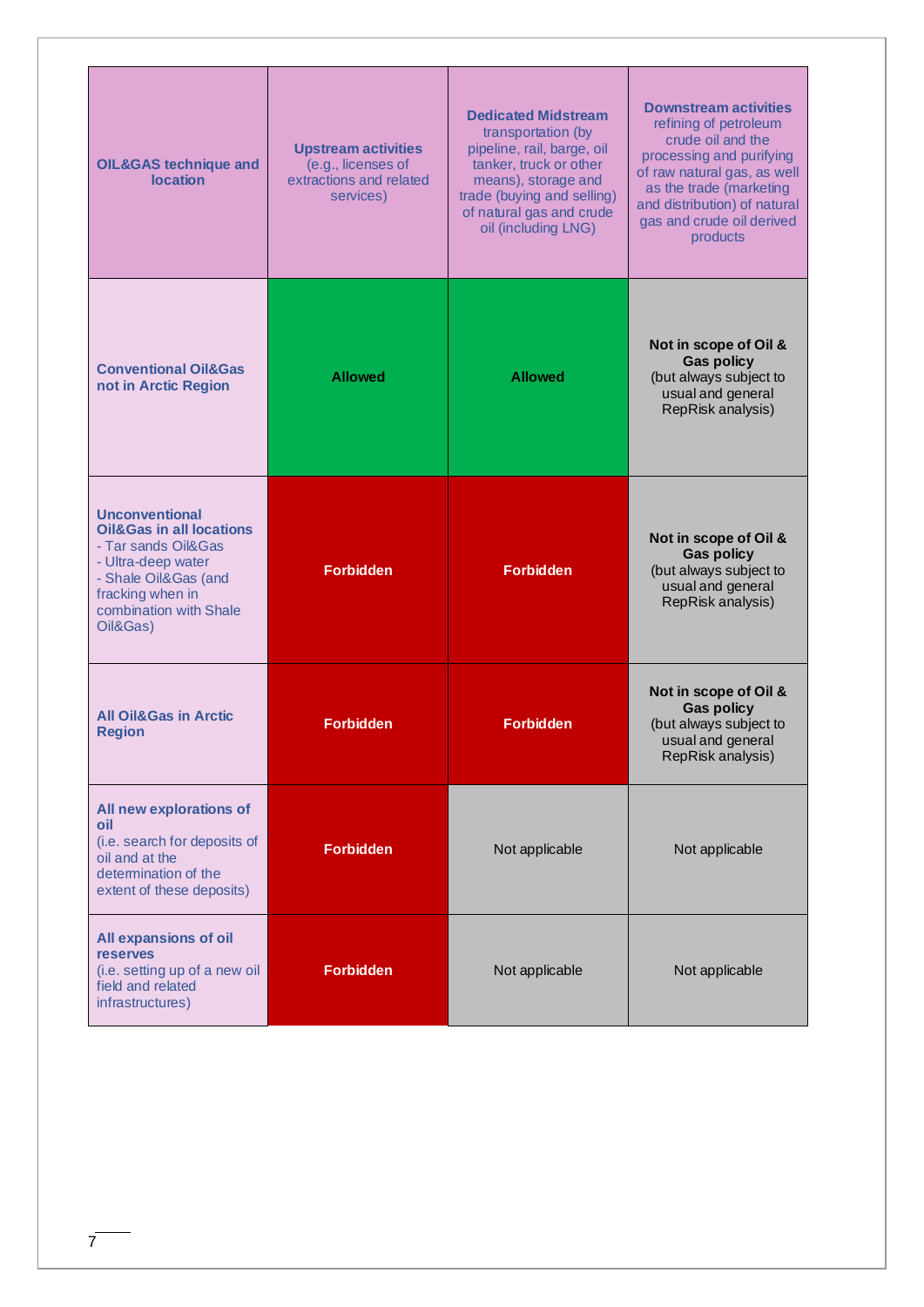| **OIL&GAS technique and location** | **Upstream activities** (e.g., licenses of extractions and related services) | **Dedicated Midstream** transportation (by pipeline, rail, barge, oil tanker, truck or other means), storage and trade (buying and selling) of natural gas and crude oil (including LNG) | **Downstream activities** refining of petroleum crude oil and the processing and purifying of raw natural gas, as well as the trade (marketing and distribution) of natural gas and crude oil derived products |
|---|---|---|---|
| **Conventional Oil&Gas not in Arctic Region** | **Allowed** | **Allowed** | **Not in scope of Oil & Gas policy** (but always subject to usual and general RepRisk analysis) |
| **Unconventional Oil&Gas in all locations**<br>- Tar sands Oil&Gas<br>- Ultra-deep water<br>- Shale Oil&Gas (and fracking when in combination with Shale Oil&Gas) | **Forbidden** | **Forbidden** | **Not in scope of Oil & Gas policy** (but always subject to usual and general RepRisk analysis) |
| **All Oil&Gas in Arctic Region** | **Forbidden** | **Forbidden** | **Not in scope of Oil & Gas policy** (but always subject to usual and general RepRisk analysis) |
| **All new explorations of oil** (i.e. search for deposits of oil and at the determination of the extent of these deposits) | **Forbidden** | Not applicable | Not applicable |
| **All expansions of oil reserves** (i.e. setting up of a new oil field and related infrastructures) | **Forbidden** | Not applicable | Not applicable |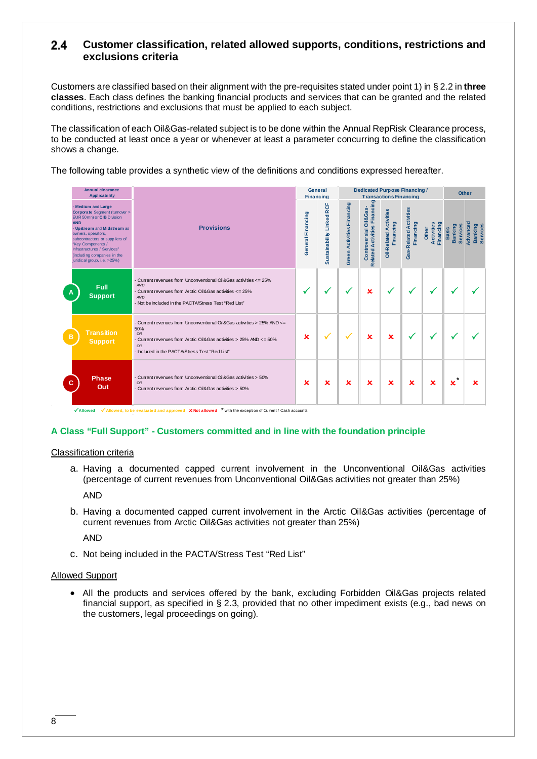## 2.4 Customer classification, related allowed supports, conditions, restrictions and exclusions criteria

Customers are classified based on their alignment with the pre-requisites stated under point 1) in § 2.2 in **three classes**. Each class defines the banking financial products and services that can be granted and the related conditions, restrictions and exclusions that must be applied to each subject.

The classification of each Oil&Gas-related subject is to be done within the Annual RepRisk Clearance process, to be conducted at least once a year or whenever at least a parameter concurring to define the classification shows a change.

The following table provides a synthetic view of the definitions and conditions expressed hereafter.

| Annual clearance Applicability | Provisions | General Financing | | Dedicated Purpose Financing / Transactions Financing | | | | | Other | |
|---|---|---|---|---|---|---|---|---|---|---|
| - **Medium** and **Large Corporate** Segment (turnover > EUR 50mn) or **CIB** Division **AND** - **Upstream** and **Midstream** as owners, operators, subcontractors or suppliers of "Key Components / Infrastructures / Services" (including companies in the juridical group, i.e. >25%) | | General Financing | Sustainability Linked RCF | Green Activities Financing | Controversial Oil&Gas-Related Activities Financing | Oil-Related Activities Financing | Gas-Related Activities Financing | Other Activities Financing | Basic Banking Services | Advanced Banking Services |
| A **Full Support** | - Current revenues from Unconventional Oil&Gas activities <= 25% *AND* - Current revenues from Arctic Oil&Gas activities <= 25% *AND* - Not be included in the PACTA/Stress Test "Red List" | ✓ | ✓ | ✓ | ✗ | ✓ | ✓ | ✓ | ✓ | ✓ |
| B **Transition Support** | - Current revenues from Unconventional Oil&Gas activities > 25% AND <= 50% *OR* - Current revenues from Arctic Oil&Gas activities > 25% AND <= 50% *OR* - Included in the PACTA/Stress Test "Red List" | ✗ | ✓ (to be evaluated and approved) | ✓ (to be evaluated and approved) | ✗ | ✗ | ✓ | ✓ | ✓ | ✓ |
| C **Phase Out** | - Current revenues from Unconventional Oil&Gas activities > 50% *OR* - Current revenues from Arctic Oil&Gas activities > 50% | ✗ | ✗ | ✗ | ✗ | ✗ | ✗ | ✗ | ✗* | ✗ |

✓Allowed ✓Allowed, to be evaluated and approved ✗Not allowed * with the exception of Current / Cash accounts

### A Class "Full Support" - Customers committed and in line with the foundation principle

Classification criteria

a. Having a documented capped current involvement in the Unconventional Oil&Gas activities (percentage of current revenues from Unconventional Oil&Gas activities not greater than 25%)

   AND

b. Having a documented capped current involvement in the Arctic Oil&Gas activities (percentage of current revenues from Arctic Oil&Gas activities not greater than 25%)

   AND

c. Not being included in the PACTA/Stress Test "Red List"

Allowed Support

- All the products and services offered by the bank, excluding Forbidden Oil&Gas projects related financial support, as specified in § 2.3, provided that no other impediment exists (e.g., bad news on the customers, legal proceedings on going).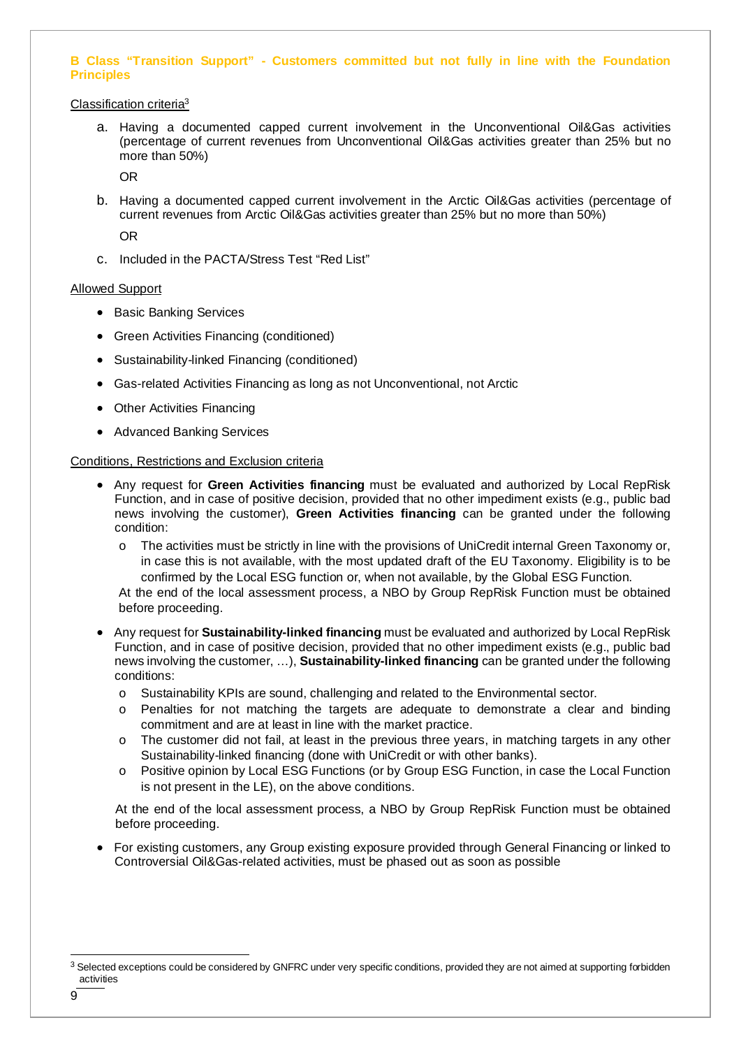**B Class "Transition Support" - Customers committed but not fully in line with the Foundation Principles**

Classification criteria[3]

a. Having a documented capped current involvement in the Unconventional Oil&Gas activities (percentage of current revenues from Unconventional Oil&Gas activities greater than 25% but no more than 50%)

   OR

b. Having a documented capped current involvement in the Arctic Oil&Gas activities (percentage of current revenues from Arctic Oil&Gas activities greater than 25% but no more than 50%)

   OR

c. Included in the PACTA/Stress Test "Red List"

Allowed Support

- Basic Banking Services
- Green Activities Financing (conditioned)
- Sustainability-linked Financing (conditioned)
- Gas-related Activities Financing as long as not Unconventional, not Arctic
- Other Activities Financing
- Advanced Banking Services

Conditions, Restrictions and Exclusion criteria

- Any request for **Green Activities financing** must be evaluated and authorized by Local RepRisk Function, and in case of positive decision, provided that no other impediment exists (e.g., public bad news involving the customer), **Green Activities financing** can be granted under the following condition:
  - The activities must be strictly in line with the provisions of UniCredit internal Green Taxonomy or, in case this is not available, with the most updated draft of the EU Taxonomy. Eligibility is to be confirmed by the Local ESG function or, when not available, by the Global ESG Function.

  At the end of the local assessment process, a NBO by Group RepRisk Function must be obtained before proceeding.

- Any request for **Sustainability-linked financing** must be evaluated and authorized by Local RepRisk Function, and in case of positive decision, provided that no other impediment exists (e.g., public bad news involving the customer, …), **Sustainability-linked financing** can be granted under the following conditions:
  - Sustainability KPIs are sound, challenging and related to the Environmental sector.
  - Penalties for not matching the targets are adequate to demonstrate a clear and binding commitment and are at least in line with the market practice.
  - The customer did not fail, at least in the previous three years, in matching targets in any other Sustainability-linked financing (done with UniCredit or with other banks).
  - Positive opinion by Local ESG Functions (or by Group ESG Function, in case the Local Function is not present in the LE), on the above conditions.

  At the end of the local assessment process, a NBO by Group RepRisk Function must be obtained before proceeding.

- For existing customers, any Group existing exposure provided through General Financing or linked to Controversial Oil&Gas-related activities, must be phased out as soon as possible

[3] Selected exceptions could be considered by GNFRC under very specific conditions, provided they are not aimed at supporting forbidden activities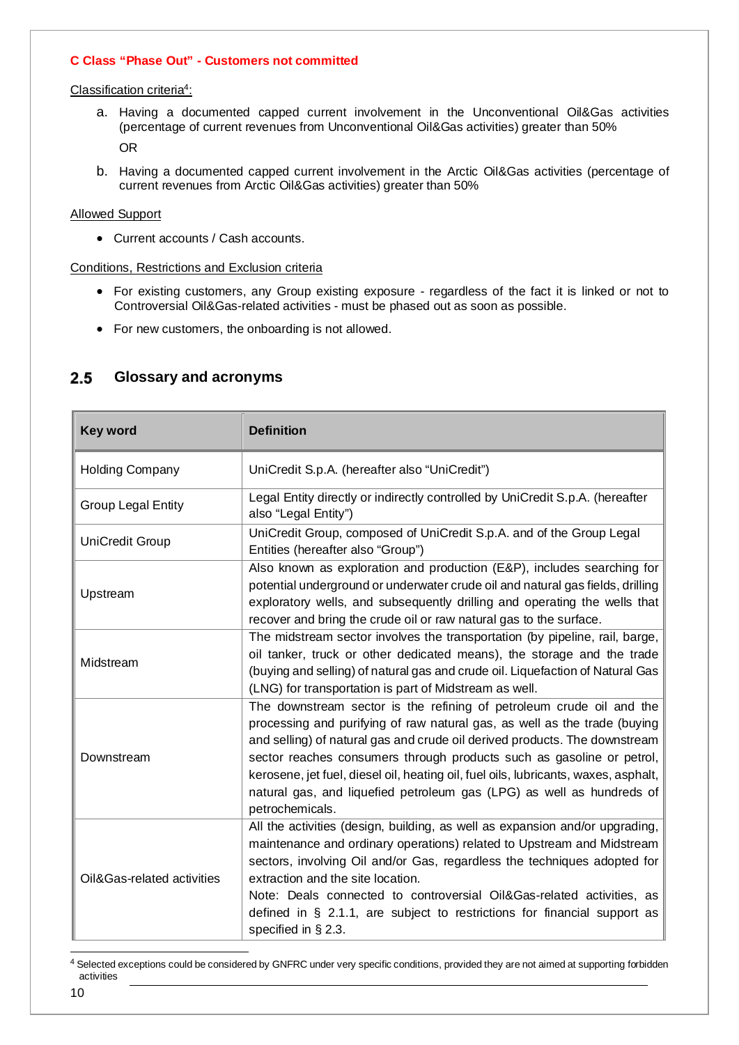**C Class "Phase Out" - Customers not committed**

Classification criteria[4]:

a. Having a documented capped current involvement in the Unconventional Oil&Gas activities (percentage of current revenues from Unconventional Oil&Gas activities) greater than 50%

   OR

b. Having a documented capped current involvement in the Arctic Oil&Gas activities (percentage of current revenues from Arctic Oil&Gas activities) greater than 50%

Allowed Support

- Current accounts / Cash accounts.

Conditions, Restrictions and Exclusion criteria

- For existing customers, any Group existing exposure - regardless of the fact it is linked or not to Controversial Oil&Gas-related activities - must be phased out as soon as possible.
- For new customers, the onboarding is not allowed.

## 2.5 Glossary and acronyms

| Key word | Definition |
|---|---|
| Holding Company | UniCredit S.p.A. (hereafter also "UniCredit") |
| Group Legal Entity | Legal Entity directly or indirectly controlled by UniCredit S.p.A. (hereafter also "Legal Entity") |
| UniCredit Group | UniCredit Group, composed of UniCredit S.p.A. and of the Group Legal Entities (hereafter also "Group") |
| Upstream | Also known as exploration and production (E&P), includes searching for potential underground or underwater crude oil and natural gas fields, drilling exploratory wells, and subsequently drilling and operating the wells that recover and bring the crude oil or raw natural gas to the surface. |
| Midstream | The midstream sector involves the transportation (by pipeline, rail, barge, oil tanker, truck or other dedicated means), the storage and the trade (buying and selling) of natural gas and crude oil. Liquefaction of Natural Gas (LNG) for transportation is part of Midstream as well. |
| Downstream | The downstream sector is the refining of petroleum crude oil and the processing and purifying of raw natural gas, as well as the trade (buying and selling) of natural gas and crude oil derived products. The downstream sector reaches consumers through products such as gasoline or petrol, kerosene, jet fuel, diesel oil, heating oil, fuel oils, lubricants, waxes, asphalt, natural gas, and liquefied petroleum gas (LPG) as well as hundreds of petrochemicals. |
| Oil&Gas-related activities | All the activities (design, building, as well as expansion and/or upgrading, maintenance and ordinary operations) related to Upstream and Midstream sectors, involving Oil and/or Gas, regardless the techniques adopted for extraction and the site location.<br>Note: Deals connected to controversial Oil&Gas-related activities, as defined in § 2.1.1, are subject to restrictions for financial support as specified in § 2.3. |

[4] Selected exceptions could be considered by GNFRC under very specific conditions, provided they are not aimed at supporting forbidden activities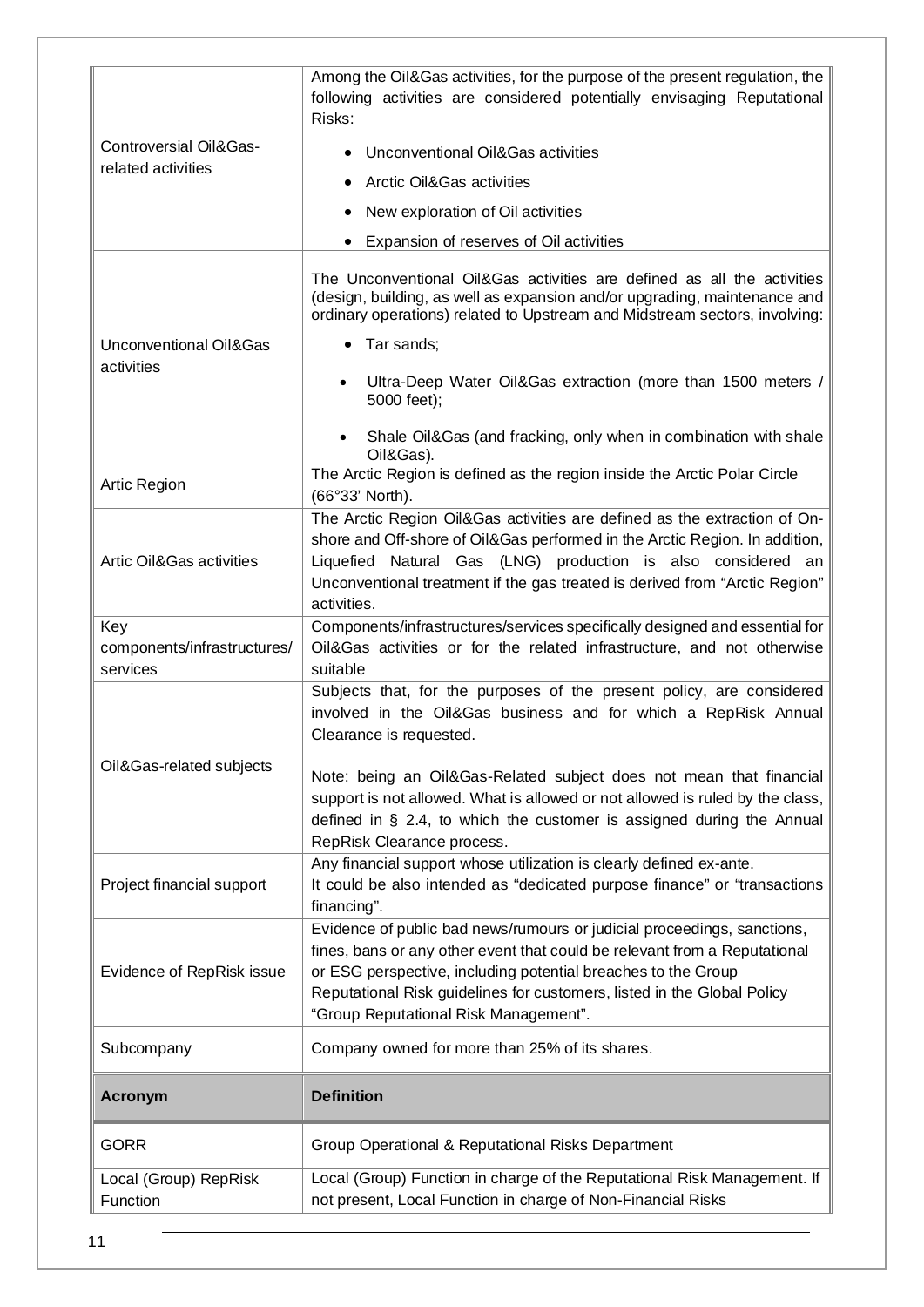| | |
|---|---|
| Controversial Oil&Gas-related activities | Among the Oil&Gas activities, for the purpose of the present regulation, the following activities are considered potentially envisaging Reputational Risks:<br>• Unconventional Oil&Gas activities<br>• Arctic Oil&Gas activities<br>• New exploration of Oil activities<br>• Expansion of reserves of Oil activities |
| Unconventional Oil&Gas activities | The Unconventional Oil&Gas activities are defined as all the activities (design, building, as well as expansion and/or upgrading, maintenance and ordinary operations) related to Upstream and Midstream sectors, involving:<br>• Tar sands;<br>• Ultra-Deep Water Oil&Gas extraction (more than 1500 meters / 5000 feet);<br>• Shale Oil&Gas (and fracking, only when in combination with shale Oil&Gas). |
| Artic Region | The Arctic Region is defined as the region inside the Arctic Polar Circle (66°33' North). |
| Artic Oil&Gas activities | The Arctic Region Oil&Gas activities are defined as the extraction of On-shore and Off-shore of Oil&Gas performed in the Arctic Region. In addition, Liquefied Natural Gas (LNG) production is also considered an Unconventional treatment if the gas treated is derived from "Arctic Region" activities. |
| Key components/infrastructures/ services | Components/infrastructures/services specifically designed and essential for Oil&Gas activities or for the related infrastructure, and not otherwise suitable |
| Oil&Gas-related subjects | Subjects that, for the purposes of the present policy, are considered involved in the Oil&Gas business and for which a RepRisk Annual Clearance is requested.<br><br>Note: being an Oil&Gas-Related subject does not mean that financial support is not allowed. What is allowed or not allowed is ruled by the class, defined in § 2.4, to which the customer is assigned during the Annual RepRisk Clearance process. |
| Project financial support | Any financial support whose utilization is clearly defined ex-ante.<br>It could be also intended as "dedicated purpose finance" or "transactions financing". |
| Evidence of RepRisk issue | Evidence of public bad news/rumours or judicial proceedings, sanctions, fines, bans or any other event that could be relevant from a Reputational or ESG perspective, including potential breaches to the Group Reputational Risk guidelines for customers, listed in the Global Policy "Group Reputational Risk Management". |
| Subcompany | Company owned for more than 25% of its shares. |

| **Acronym** | **Definition** |
|---|---|
| GORR | Group Operational & Reputational Risks Department |
| Local (Group) RepRisk Function | Local (Group) Function in charge of the Reputational Risk Management. If not present, Local Function in charge of Non-Financial Risks |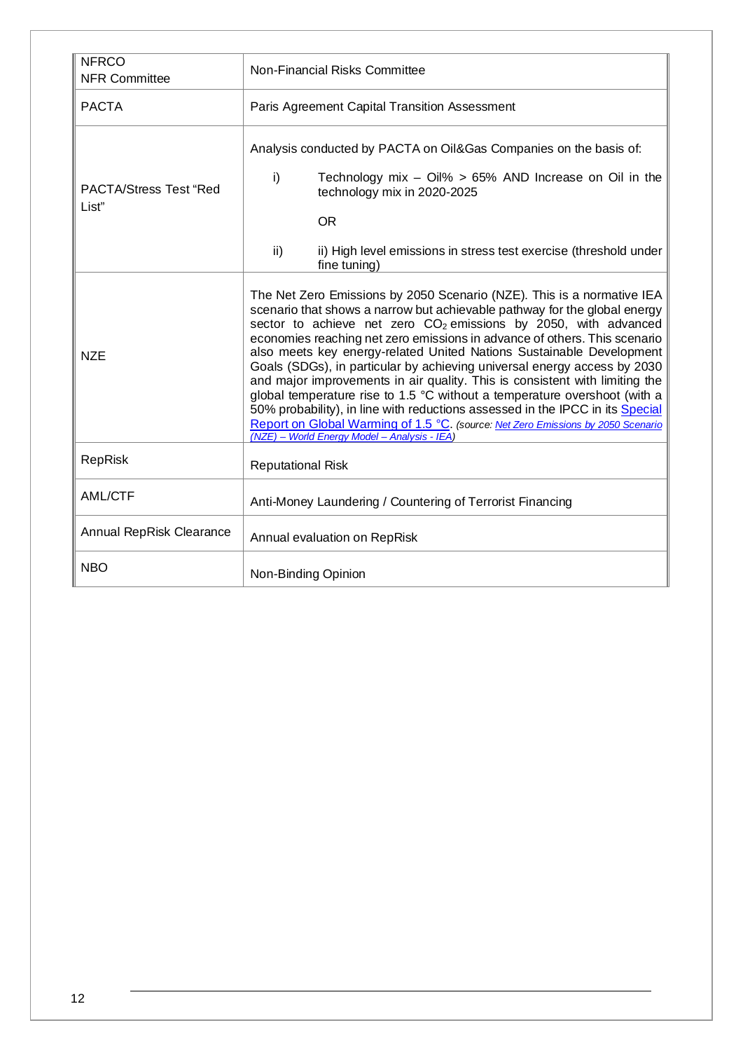| | |
|---|---|
| NFRCO<br>NFR Committee | Non-Financial Risks Committee |
| PACTA | Paris Agreement Capital Transition Assessment |
| PACTA/Stress Test "Red List" | Analysis conducted by PACTA on Oil&Gas Companies on the basis of:<br>i) Technology mix – Oil% > 65% AND Increase on Oil in the technology mix in 2020-2025<br>OR<br>ii) ii) High level emissions in stress test exercise (threshold under fine tuning) |
| NZE | The Net Zero Emissions by 2050 Scenario (NZE). This is a normative IEA scenario that shows a narrow but achievable pathway for the global energy sector to achieve net zero $CO_2$ emissions by 2050, with advanced economies reaching net zero emissions in advance of others. This scenario also meets key energy-related United Nations Sustainable Development Goals (SDGs), in particular by achieving universal energy access by 2030 and major improvements in air quality. This is consistent with limiting the global temperature rise to 1.5 °C without a temperature overshoot (with a 50% probability), in line with reductions assessed in the IPCC in its Special Report on Global Warming of 1.5 °C. *(source: Net Zero Emissions by 2050 Scenario (NZE) – World Energy Model – Analysis - IEA)* |
| RepRisk | Reputational Risk |
| AML/CTF | Anti-Money Laundering / Countering of Terrorist Financing |
| Annual RepRisk Clearance | Annual evaluation on RepRisk |
| NBO | Non-Binding Opinion |